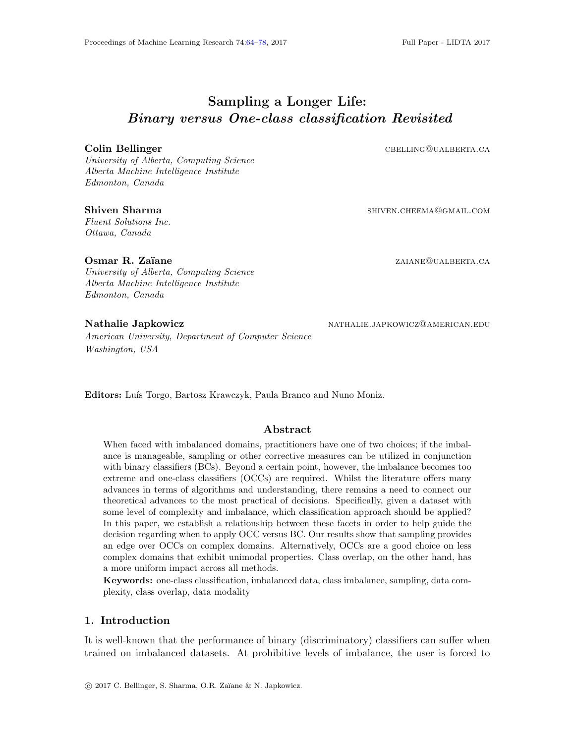# Sampling a Longer Life: *Binary versus One-class classification Revisited*

**Colin Bellinger** CBELLING@UALBERTA.CA
*University of Alberta, Computing Science*
*Alberta Machine Intelligence Institute*
*Edmonton, Canada*

**Shiven Sharma** SHIVEN.CHEEMA@GMAIL.COM
*Fluent Solutions Inc.*
*Ottawa, Canada*

**Osmar R. Zaïane** ZAIANE@UALBERTA.CA
*University of Alberta, Computing Science*
*Alberta Machine Intelligence Institute*
*Edmonton, Canada*

**Nathalie Japkowicz** NATHALIE.JAPKOWICZ@AMERICAN.EDU
*American University, Department of Computer Science*
*Washington, USA*

**Editors:** Luís Torgo, Bartosz Krawczyk, Paula Branco and Nuno Moniz.

## Abstract

When faced with imbalanced domains, practitioners have one of two choices; if the imbalance is manageable, sampling or other corrective measures can be utilized in conjunction with binary classifiers (BCs). Beyond a certain point, however, the imbalance becomes too extreme and one-class classifiers (OCCs) are required. Whilst the literature offers many advances in terms of algorithms and understanding, there remains a need to connect our theoretical advances to the most practical of decisions. Specifically, given a dataset with some level of complexity and imbalance, which classification approach should be applied? In this paper, we establish a relationship between these facets in order to help guide the decision regarding when to apply OCC versus BC. Our results show that sampling provides an edge over OCCs on complex domains. Alternatively, OCCs are a good choice on less complex domains that exhibit unimodal properties. Class overlap, on the other hand, has a more uniform impact across all methods.

**Keywords:** one-class classification, imbalanced data, class imbalance, sampling, data complexity, class overlap, data modality

## 1. Introduction

It is well-known that the performance of binary (discriminatory) classifiers can suffer when trained on imbalanced datasets. At prohibitive levels of imbalance, the user is forced to

© 2017 C. Bellinger, S. Sharma, O.R. Zaïane & N. Japkowicz.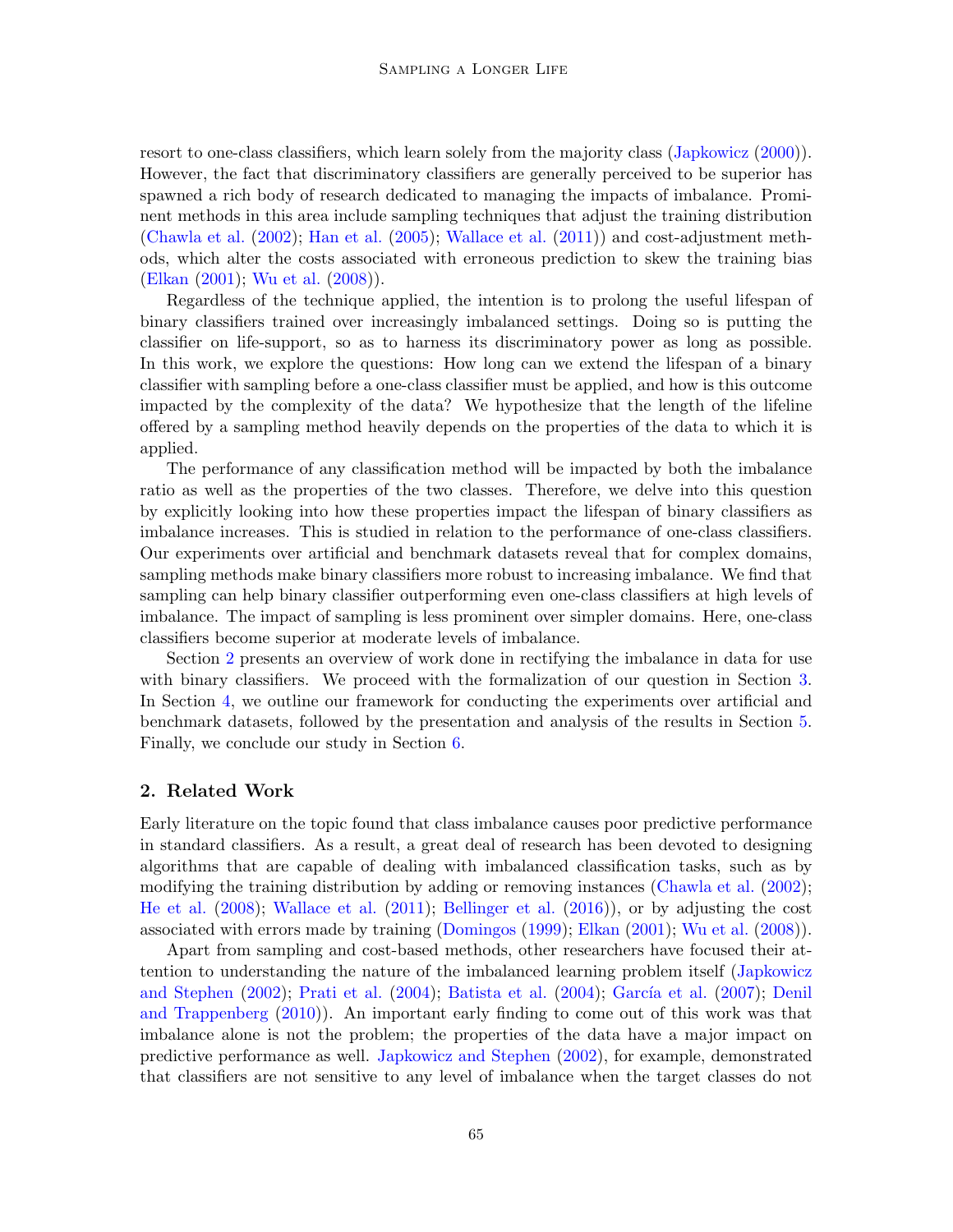resort to one-class classifiers, which learn solely from the majority class (Japkowicz (2000)). However, the fact that discriminatory classifiers are generally perceived to be superior has spawned a rich body of research dedicated to managing the impacts of imbalance. Prominent methods in this area include sampling techniques that adjust the training distribution (Chawla et al. (2002); Han et al. (2005); Wallace et al. (2011)) and cost-adjustment methods, which alter the costs associated with erroneous prediction to skew the training bias (Elkan (2001); Wu et al. (2008)).

Regardless of the technique applied, the intention is to prolong the useful lifespan of binary classifiers trained over increasingly imbalanced settings. Doing so is putting the classifier on life-support, so as to harness its discriminatory power as long as possible. In this work, we explore the questions: How long can we extend the lifespan of a binary classifier with sampling before a one-class classifier must be applied, and how is this outcome impacted by the complexity of the data? We hypothesize that the length of the lifeline offered by a sampling method heavily depends on the properties of the data to which it is applied.

The performance of any classification method will be impacted by both the imbalance ratio as well as the properties of the two classes. Therefore, we delve into this question by explicitly looking into how these properties impact the lifespan of binary classifiers as imbalance increases. This is studied in relation to the performance of one-class classifiers. Our experiments over artificial and benchmark datasets reveal that for complex domains, sampling methods make binary classifiers more robust to increasing imbalance. We find that sampling can help binary classifier outperforming even one-class classifiers at high levels of imbalance. The impact of sampling is less prominent over simpler domains. Here, one-class classifiers become superior at moderate levels of imbalance.

Section 2 presents an overview of work done in rectifying the imbalance in data for use with binary classifiers. We proceed with the formalization of our question in Section 3. In Section 4, we outline our framework for conducting the experiments over artificial and benchmark datasets, followed by the presentation and analysis of the results in Section 5. Finally, we conclude our study in Section 6.

## 2. Related Work

Early literature on the topic found that class imbalance causes poor predictive performance in standard classifiers. As a result, a great deal of research has been devoted to designing algorithms that are capable of dealing with imbalanced classification tasks, such as by modifying the training distribution by adding or removing instances (Chawla et al. (2002); He et al. (2008); Wallace et al. (2011); Bellinger et al. (2016)), or by adjusting the cost associated with errors made by training (Domingos (1999); Elkan (2001); Wu et al. (2008)).

Apart from sampling and cost-based methods, other researchers have focused their attention to understanding the nature of the imbalanced learning problem itself (Japkowicz and Stephen (2002); Prati et al. (2004); Batista et al. (2004); García et al. (2007); Denil and Trappenberg (2010)). An important early finding to come out of this work was that imbalance alone is not the problem; the properties of the data have a major impact on predictive performance as well. Japkowicz and Stephen (2002), for example, demonstrated that classifiers are not sensitive to any level of imbalance when the target classes do not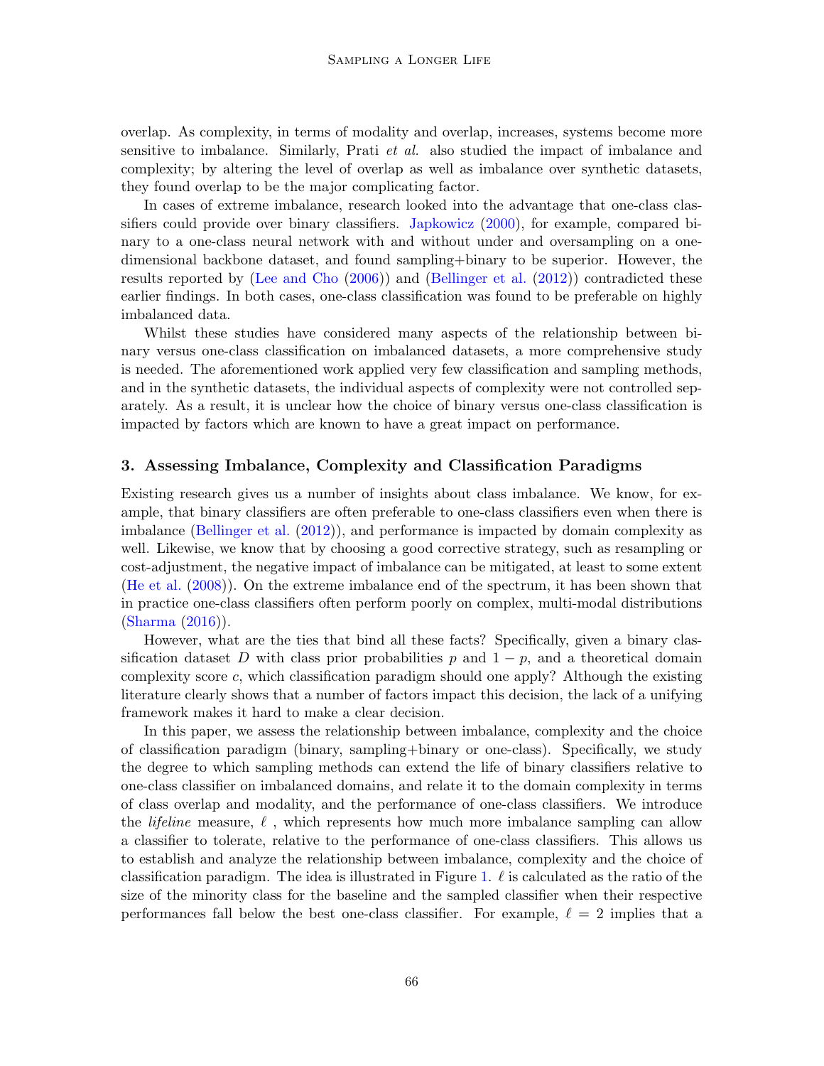overlap. As complexity, in terms of modality and overlap, increases, systems become more sensitive to imbalance. Similarly, Prati *et al.* also studied the impact of imbalance and complexity; by altering the level of overlap as well as imbalance over synthetic datasets, they found overlap to be the major complicating factor.

In cases of extreme imbalance, research looked into the advantage that one-class classifiers could provide over binary classifiers. Japkowicz (2000), for example, compared binary to a one-class neural network with and without under and oversampling on a one-dimensional backbone dataset, and found sampling+binary to be superior. However, the results reported by (Lee and Cho (2006)) and (Bellinger et al. (2012)) contradicted these earlier findings. In both cases, one-class classification was found to be preferable on highly imbalanced data.

Whilst these studies have considered many aspects of the relationship between binary versus one-class classification on imbalanced datasets, a more comprehensive study is needed. The aforementioned work applied very few classification and sampling methods, and in the synthetic datasets, the individual aspects of complexity were not controlled separately. As a result, it is unclear how the choice of binary versus one-class classification is impacted by factors which are known to have a great impact on performance.

## 3. Assessing Imbalance, Complexity and Classification Paradigms

Existing research gives us a number of insights about class imbalance. We know, for example, that binary classifiers are often preferable to one-class classifiers even when there is imbalance (Bellinger et al. (2012)), and performance is impacted by domain complexity as well. Likewise, we know that by choosing a good corrective strategy, such as resampling or cost-adjustment, the negative impact of imbalance can be mitigated, at least to some extent (He et al. (2008)). On the extreme imbalance end of the spectrum, it has been shown that in practice one-class classifiers often perform poorly on complex, multi-modal distributions (Sharma (2016)).

However, what are the ties that bind all these facts? Specifically, given a binary classification dataset $D$ with class prior probabilities $p$ and $1 - p$, and a theoretical domain complexity score $c$, which classification paradigm should one apply? Although the existing literature clearly shows that a number of factors impact this decision, the lack of a unifying framework makes it hard to make a clear decision.

In this paper, we assess the relationship between imbalance, complexity and the choice of classification paradigm (binary, sampling+binary or one-class). Specifically, we study the degree to which sampling methods can extend the life of binary classifiers relative to one-class classifier on imbalanced domains, and relate it to the domain complexity in terms of class overlap and modality, and the performance of one-class classifiers. We introduce the *lifeline* measure, $\ell$ , which represents how much more imbalance sampling can allow a classifier to tolerate, relative to the performance of one-class classifiers. This allows us to establish and analyze the relationship between imbalance, complexity and the choice of classification paradigm. The idea is illustrated in Figure 1. $\ell$ is calculated as the ratio of the size of the minority class for the baseline and the sampled classifier when their respective performances fall below the best one-class classifier. For example, $\ell = 2$ implies that a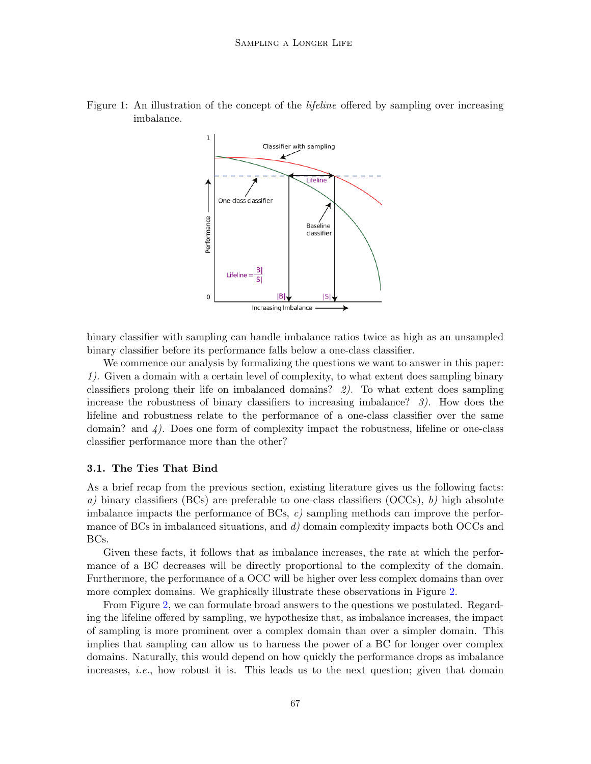Figure 1: An illustration of the concept of the *lifeline* offered by sampling over increasing imbalance.

binary classifier with sampling can handle imbalance ratios twice as high as an unsampled binary classifier before its performance falls below a one-class classifier.

We commence our analysis by formalizing the questions we want to answer in this paper: *1).* Given a domain with a certain level of complexity, to what extent does sampling binary classifiers prolong their life on imbalanced domains? *2).* To what extent does sampling increase the robustness of binary classifiers to increasing imbalance? *3).* How does the lifeline and robustness relate to the performance of a one-class classifier over the same domain? and *4).* Does one form of complexity impact the robustness, lifeline or one-class classifier performance more than the other?

### 3.1. The Ties That Bind

As a brief recap from the previous section, existing literature gives us the following facts: *a)* binary classifiers (BCs) are preferable to one-class classifiers (OCCs), *b)* high absolute imbalance impacts the performance of BCs, *c)* sampling methods can improve the performance of BCs in imbalanced situations, and *d)* domain complexity impacts both OCCs and BCs.

Given these facts, it follows that as imbalance increases, the rate at which the performance of a BC decreases will be directly proportional to the complexity of the domain. Furthermore, the performance of a OCC will be higher over less complex domains than over more complex domains. We graphically illustrate these observations in Figure 2.

From Figure 2, we can formulate broad answers to the questions we postulated. Regarding the lifeline offered by sampling, we hypothesize that, as imbalance increases, the impact of sampling is more prominent over a complex domain than over a simpler domain. This implies that sampling can allow us to harness the power of a BC for longer over complex domains. Naturally, this would depend on how quickly the performance drops as imbalance increases, *i.e.*, how robust it is. This leads us to the next question; given that domain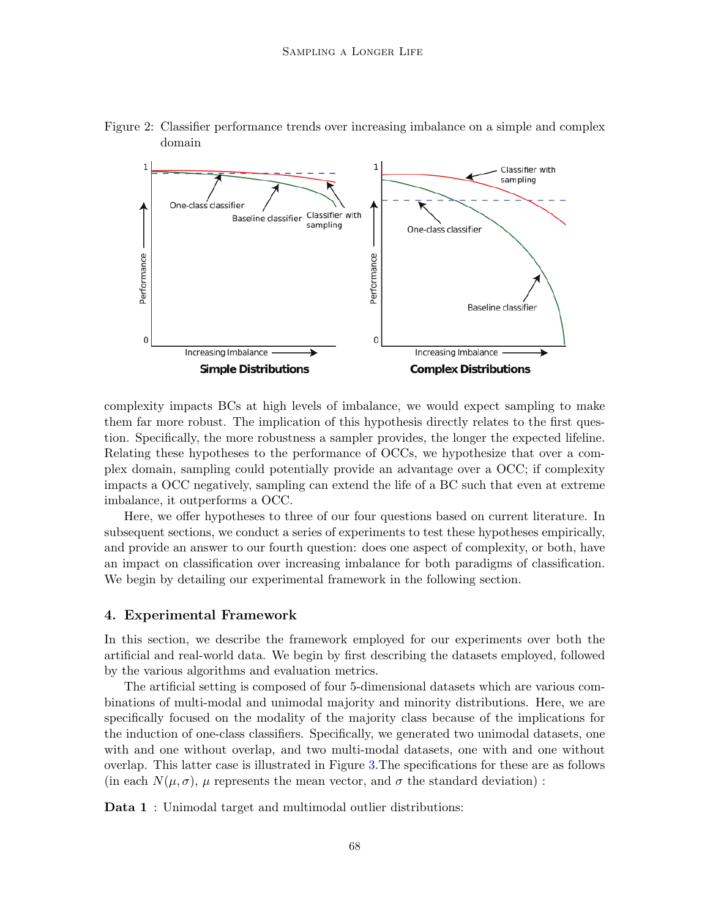Figure 2: Classifier performance trends over increasing imbalance on a simple and complex domain

complexity impacts BCs at high levels of imbalance, we would expect sampling to make them far more robust. The implication of this hypothesis directly relates to the first question. Specifically, the more robustness a sampler provides, the longer the expected lifeline. Relating these hypotheses to the performance of OCCs, we hypothesize that over a complex domain, sampling could potentially provide an advantage over a OCC; if complexity impacts a OCC negatively, sampling can extend the life of a BC such that even at extreme imbalance, it outperforms a OCC.

Here, we offer hypotheses to three of our four questions based on current literature. In subsequent sections, we conduct a series of experiments to test these hypotheses empirically, and provide an answer to our fourth question: does one aspect of complexity, or both, have an impact on classification over increasing imbalance for both paradigms of classification. We begin by detailing our experimental framework in the following section.

## 4. Experimental Framework

In this section, we describe the framework employed for our experiments over both the artificial and real-world data. We begin by first describing the datasets employed, followed by the various algorithms and evaluation metrics.

The artificial setting is composed of four 5-dimensional datasets which are various combinations of multi-modal and unimodal majority and minority distributions. Here, we are specifically focused on the modality of the majority class because of the implications for the induction of one-class classifiers. Specifically, we generated two unimodal datasets, one with and one without overlap, and two multi-modal datasets, one with and one without overlap. This latter case is illustrated in Figure 3.The specifications for these are as follows (in each $N(\mu, \sigma)$, $\mu$ represents the mean vector, and $\sigma$ the standard deviation) :

**Data 1** : Unimodal target and multimodal outlier distributions: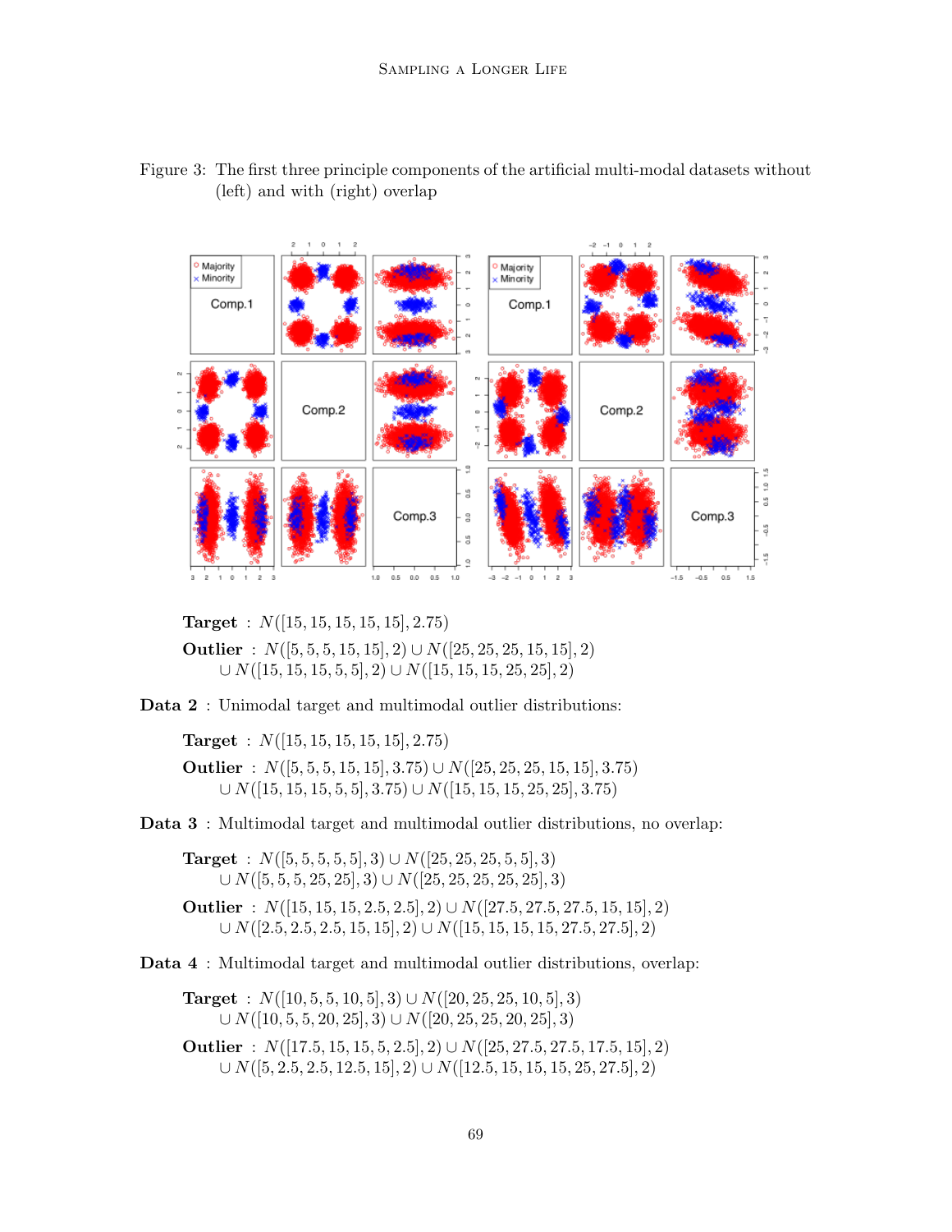Figure 3: The first three principle components of the artificial multi-modal datasets without (left) and with (right) overlap

**Target** : $N([15, 15, 15, 15, 15], 2.75)$

**Outlier** : $N([5, 5, 5, 15, 15], 2) \cup N([25, 25, 25, 15, 15], 2)$
$\cup N([15, 15, 15, 5, 5], 2) \cup N([15, 15, 15, 25, 25], 2)$

**Data 2** : Unimodal target and multimodal outlier distributions:

**Target** : $N([15, 15, 15, 15, 15], 2.75)$

**Outlier** : $N([5, 5, 5, 15, 15], 3.75) \cup N([25, 25, 25, 15, 15], 3.75)$
$\cup N([15, 15, 15, 5, 5], 3.75) \cup N([15, 15, 15, 25, 25], 3.75)$

**Data 3** : Multimodal target and multimodal outlier distributions, no overlap:

**Target** : $N([5, 5, 5, 5, 5], 3) \cup N([25, 25, 25, 5, 5], 3)$
$\cup N([5, 5, 5, 25, 25], 3) \cup N([25, 25, 25, 25, 25], 3)$

**Outlier** : $N([15, 15, 15, 2.5, 2.5], 2) \cup N([27.5, 27.5, 27.5, 15, 15], 2)$
$\cup N([2.5, 2.5, 2.5, 15, 15], 2) \cup N([15, 15, 15, 15, 27.5, 27.5], 2)$

**Data 4** : Multimodal target and multimodal outlier distributions, overlap:

**Target** : $N([10, 5, 5, 10, 5], 3) \cup N([20, 25, 25, 10, 5], 3)$
$\cup N([10, 5, 5, 20, 25], 3) \cup N([20, 25, 25, 20, 25], 3)$

**Outlier** : $N([17.5, 15, 15, 5, 2.5], 2) \cup N([25, 27.5, 27.5, 17.5, 15], 2)$
$\cup N([5, 2.5, 2.5, 12.5, 15], 2) \cup N([12.5, 15, 15, 15, 25, 27.5], 2)$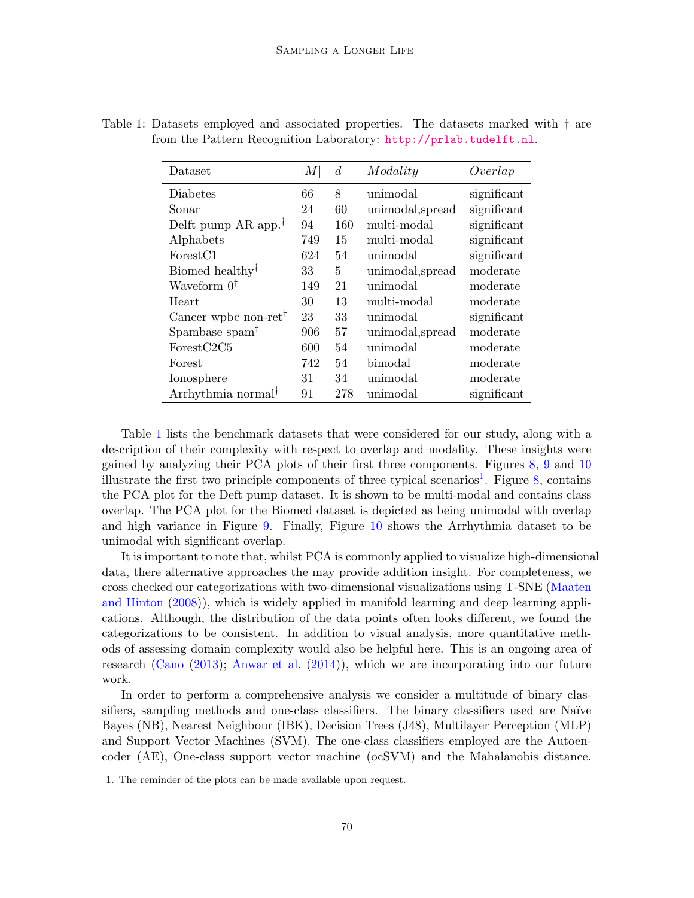Table 1: Datasets employed and associated properties. The datasets marked with † are from the Pattern Recognition Laboratory: http://prlab.tudelft.nl.

| Dataset | $\|M\|$ | $d$ | *Modality* | *Overlap* |
|---|---|---|---|---|
| Diabetes | 66 | 8 | unimodal | significant |
| Sonar | 24 | 60 | unimodal,spread | significant |
| Delft pump AR app.† | 94 | 160 | multi-modal | significant |
| Alphabets | 749 | 15 | multi-modal | significant |
| ForestC1 | 624 | 54 | unimodal | significant |
| Biomed healthy† | 33 | 5 | unimodal,spread | moderate |
| Waveform 0† | 149 | 21 | unimodal | moderate |
| Heart | 30 | 13 | multi-modal | moderate |
| Cancer wpbc non-ret† | 23 | 33 | unimodal | significant |
| Spambase spam† | 906 | 57 | unimodal,spread | moderate |
| ForestC2C5 | 600 | 54 | unimodal | moderate |
| Forest | 742 | 54 | bimodal | moderate |
| Ionosphere | 31 | 34 | unimodal | moderate |
| Arrhythmia normal† | 91 | 278 | unimodal | significant |

Table 1 lists the benchmark datasets that were considered for our study, along with a description of their complexity with respect to overlap and modality. These insights were gained by analyzing their PCA plots of their first three components. Figures 8, 9 and 10 illustrate the first two principle components of three typical scenarios[1]. Figure 8, contains the PCA plot for the Deft pump dataset. It is shown to be multi-modal and contains class overlap. The PCA plot for the Biomed dataset is depicted as being unimodal with overlap and high variance in Figure 9. Finally, Figure 10 shows the Arrhythmia dataset to be unimodal with significant overlap.

It is important to note that, whilst PCA is commonly applied to visualize high-dimensional data, there alternative approaches the may provide addition insight. For completeness, we cross checked our categorizations with two-dimensional visualizations using T-SNE (Maaten and Hinton (2008)), which is widely applied in manifold learning and deep learning applications. Although, the distribution of the data points often looks different, we found the categorizations to be consistent. In addition to visual analysis, more quantitative methods of assessing domain complexity would also be helpful here. This is an ongoing area of research (Cano (2013); Anwar et al. (2014)), which we are incorporating into our future work.

In order to perform a comprehensive analysis we consider a multitude of binary classifiers, sampling methods and one-class classifiers. The binary classifiers used are Naïve Bayes (NB), Nearest Neighbour (IBK), Decision Trees (J48), Multilayer Perception (MLP) and Support Vector Machines (SVM). The one-class classifiers employed are the Autoencoder (AE), One-class support vector machine (ocSVM) and the Mahalanobis distance.

1. The reminder of the plots can be made available upon request.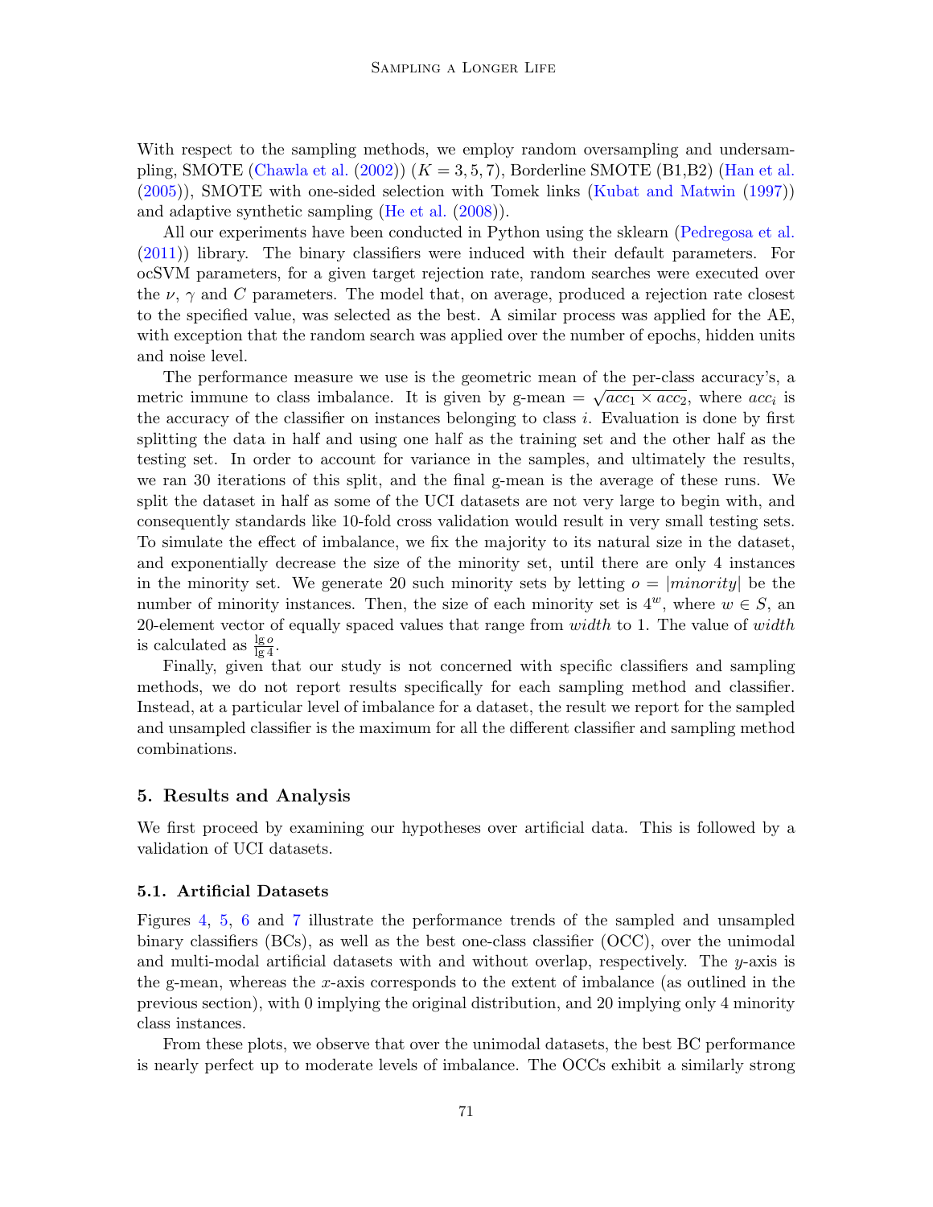With respect to the sampling methods, we employ random oversampling and undersampling, SMOTE (Chawla et al. (2002)) ($K = 3, 5, 7$), Borderline SMOTE (B1,B2) (Han et al. (2005)), SMOTE with one-sided selection with Tomek links (Kubat and Matwin (1997)) and adaptive synthetic sampling (He et al. (2008)).

All our experiments have been conducted in Python using the sklearn (Pedregosa et al. (2011)) library. The binary classifiers were induced with their default parameters. For ocSVM parameters, for a given target rejection rate, random searches were executed over the $\nu$, $\gamma$ and $C$ parameters. The model that, on average, produced a rejection rate closest to the specified value, was selected as the best. A similar process was applied for the AE, with exception that the random search was applied over the number of epochs, hidden units and noise level.

The performance measure we use is the geometric mean of the per-class accuracy's, a metric immune to class imbalance. It is given by g-mean $= \sqrt{acc_1 \times acc_2}$, where $acc_i$ is the accuracy of the classifier on instances belonging to class $i$. Evaluation is done by first splitting the data in half and using one half as the training set and the other half as the testing set. In order to account for variance in the samples, and ultimately the results, we ran 30 iterations of this split, and the final g-mean is the average of these runs. We split the dataset in half as some of the UCI datasets are not very large to begin with, and consequently standards like 10-fold cross validation would result in very small testing sets. To simulate the effect of imbalance, we fix the majority to its natural size in the dataset, and exponentially decrease the size of the minority set, until there are only 4 instances in the minority set. We generate 20 such minority sets by letting $o = |minority|$ be the number of minority instances. Then, the size of each minority set is $4^w$, where $w \in S$, an 20-element vector of equally spaced values that range from $width$ to 1. The value of $width$ is calculated as $\frac{\lg o}{\lg 4}$.

Finally, given that our study is not concerned with specific classifiers and sampling methods, we do not report results specifically for each sampling method and classifier. Instead, at a particular level of imbalance for a dataset, the result we report for the sampled and unsampled classifier is the maximum for all the different classifier and sampling method combinations.

## 5. Results and Analysis

We first proceed by examining our hypotheses over artificial data. This is followed by a validation of UCI datasets.

### 5.1. Artificial Datasets

Figures 4, 5, 6 and 7 illustrate the performance trends of the sampled and unsampled binary classifiers (BCs), as well as the best one-class classifier (OCC), over the unimodal and multi-modal artificial datasets with and without overlap, respectively. The $y$-axis is the g-mean, whereas the $x$-axis corresponds to the extent of imbalance (as outlined in the previous section), with 0 implying the original distribution, and 20 implying only 4 minority class instances.

From these plots, we observe that over the unimodal datasets, the best BC performance is nearly perfect up to moderate levels of imbalance. The OCCs exhibit a similarly strong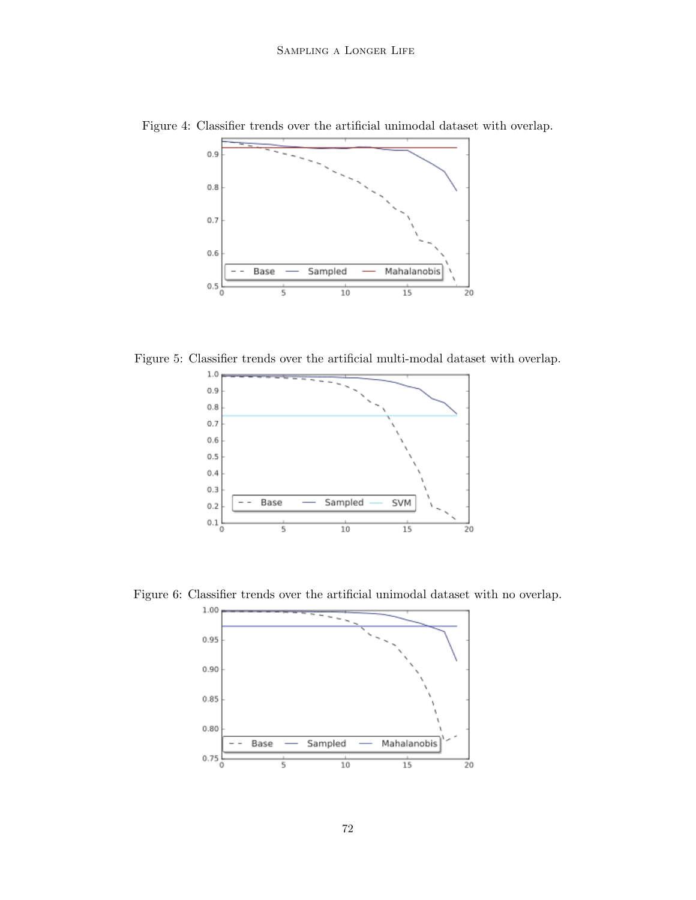Figure 4: Classifier trends over the artificial unimodal dataset with overlap.

Figure 5: Classifier trends over the artificial multi-modal dataset with overlap.

Figure 6: Classifier trends over the artificial unimodal dataset with no overlap.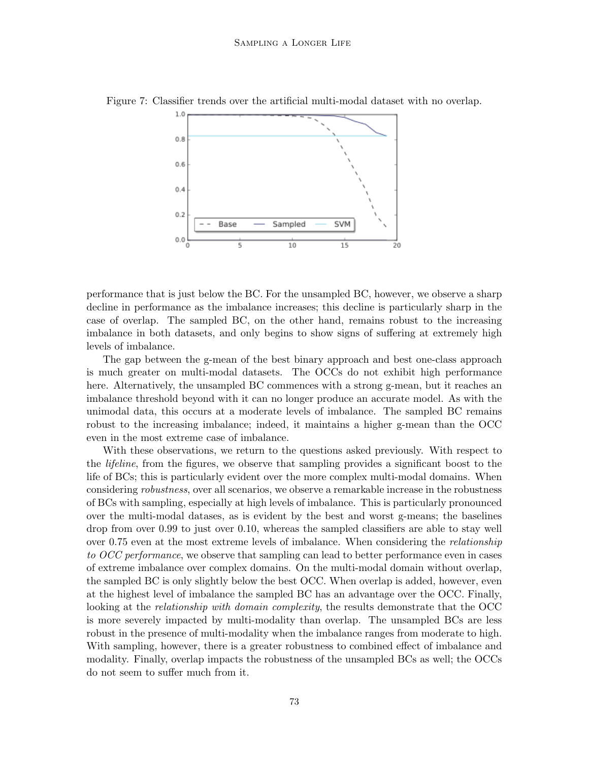Figure 7: Classifier trends over the artificial multi-modal dataset with no overlap.

performance that is just below the BC. For the unsampled BC, however, we observe a sharp decline in performance as the imbalance increases; this decline is particularly sharp in the case of overlap. The sampled BC, on the other hand, remains robust to the increasing imbalance in both datasets, and only begins to show signs of suffering at extremely high levels of imbalance.

The gap between the g-mean of the best binary approach and best one-class approach is much greater on multi-modal datasets. The OCCs do not exhibit high performance here. Alternatively, the unsampled BC commences with a strong g-mean, but it reaches an imbalance threshold beyond with it can no longer produce an accurate model. As with the unimodal data, this occurs at a moderate levels of imbalance. The sampled BC remains robust to the increasing imbalance; indeed, it maintains a higher g-mean than the OCC even in the most extreme case of imbalance.

With these observations, we return to the questions asked previously. With respect to the *lifeline*, from the figures, we observe that sampling provides a significant boost to the life of BCs; this is particularly evident over the more complex multi-modal domains. When considering *robustness*, over all scenarios, we observe a remarkable increase in the robustness of BCs with sampling, especially at high levels of imbalance. This is particularly pronounced over the multi-modal datases, as is evident by the best and worst g-means; the baselines drop from over 0.99 to just over 0.10, whereas the sampled classifiers are able to stay well over 0.75 even at the most extreme levels of imbalance. When considering the *relationship to OCC performance*, we observe that sampling can lead to better performance even in cases of extreme imbalance over complex domains. On the multi-modal domain without overlap, the sampled BC is only slightly below the best OCC. When overlap is added, however, even at the highest level of imbalance the sampled BC has an advantage over the OCC. Finally, looking at the *relationship with domain complexity*, the results demonstrate that the OCC is more severely impacted by multi-modality than overlap. The unsampled BCs are less robust in the presence of multi-modality when the imbalance ranges from moderate to high. With sampling, however, there is a greater robustness to combined effect of imbalance and modality. Finally, overlap impacts the robustness of the unsampled BCs as well; the OCCs do not seem to suffer much from it.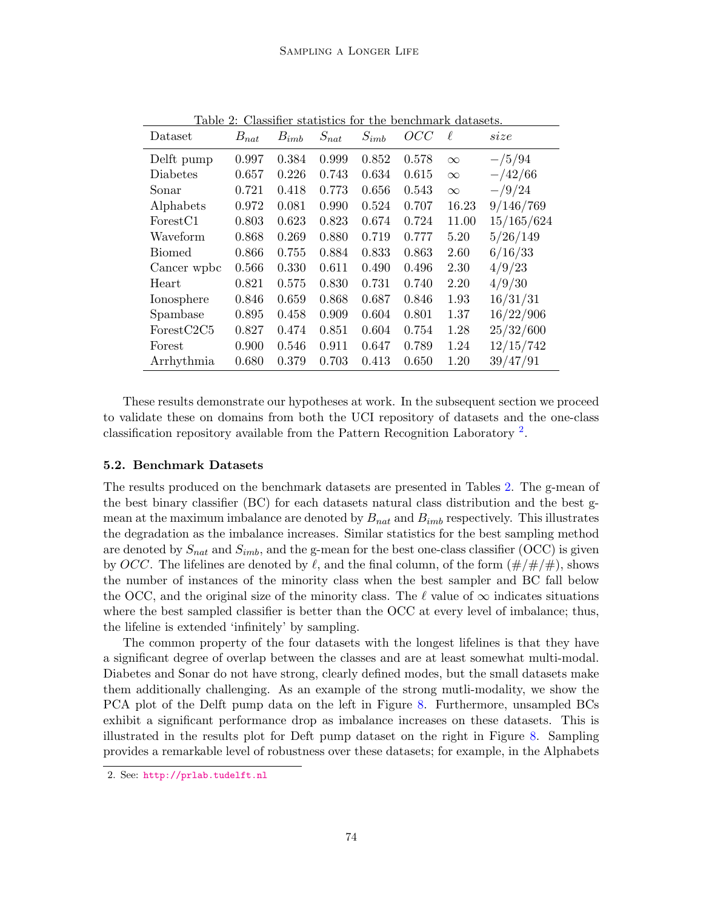Table 2: Classifier statistics for the benchmark datasets.

| Dataset | $B_{nat}$ | $B_{imb}$ | $S_{nat}$ | $S_{imb}$ | $OCC$ | $\ell$ | $size$ |
|---|---|---|---|---|---|---|---|
| Delft pump | 0.997 | 0.384 | 0.999 | 0.852 | 0.578 | $\infty$ | $-$/5/94 |
| Diabetes | 0.657 | 0.226 | 0.743 | 0.634 | 0.615 | $\infty$ | $-$/42/66 |
| Sonar | 0.721 | 0.418 | 0.773 | 0.656 | 0.543 | $\infty$ | $-$/9/24 |
| Alphabets | 0.972 | 0.081 | 0.990 | 0.524 | 0.707 | 16.23 | 9/146/769 |
| ForestC1 | 0.803 | 0.623 | 0.823 | 0.674 | 0.724 | 11.00 | 15/165/624 |
| Waveform | 0.868 | 0.269 | 0.880 | 0.719 | 0.777 | 5.20 | 5/26/149 |
| Biomed | 0.866 | 0.755 | 0.884 | 0.833 | 0.863 | 2.60 | 6/16/33 |
| Cancer wpbc | 0.566 | 0.330 | 0.611 | 0.490 | 0.496 | 2.30 | 4/9/23 |
| Heart | 0.821 | 0.575 | 0.830 | 0.731 | 0.740 | 2.20 | 4/9/30 |
| Ionosphere | 0.846 | 0.659 | 0.868 | 0.687 | 0.846 | 1.93 | 16/31/31 |
| Spambase | 0.895 | 0.458 | 0.909 | 0.604 | 0.801 | 1.37 | 16/22/906 |
| ForestC2C5 | 0.827 | 0.474 | 0.851 | 0.604 | 0.754 | 1.28 | 25/32/600 |
| Forest | 0.900 | 0.546 | 0.911 | 0.647 | 0.789 | 1.24 | 12/15/742 |
| Arrhythmia | 0.680 | 0.379 | 0.703 | 0.413 | 0.650 | 1.20 | 39/47/91 |

These results demonstrate our hypotheses at work. In the subsequent section we proceed to validate these on domains from both the UCI repository of datasets and the one-class classification repository available from the Pattern Recognition Laboratory [2].

### 5.2. Benchmark Datasets

The results produced on the benchmark datasets are presented in Tables 2. The g-mean of the best binary classifier (BC) for each datasets natural class distribution and the best g-mean at the maximum imbalance are denoted by $B_{nat}$ and $B_{imb}$ respectively. This illustrates the degradation as the imbalance increases. Similar statistics for the best sampling method are denoted by $S_{nat}$ and $S_{imb}$, and the g-mean for the best one-class classifier (OCC) is given by $OCC$. The lifelines are denoted by $\ell$, and the final column, of the form (#/#/#), shows the number of instances of the minority class when the best sampler and BC fall below the OCC, and the original size of the minority class. The $\ell$ value of $\infty$ indicates situations where the best sampled classifier is better than the OCC at every level of imbalance; thus, the lifeline is extended 'infinitely' by sampling.

The common property of the four datasets with the longest lifelines is that they have a significant degree of overlap between the classes and are at least somewhat multi-modal. Diabetes and Sonar do not have strong, clearly defined modes, but the small datasets make them additionally challenging. As an example of the strong mutli-modality, we show the PCA plot of the Delft pump data on the left in Figure 8. Furthermore, unsampled BCs exhibit a significant performance drop as imbalance increases on these datasets. This is illustrated in the results plot for Deft pump dataset on the right in Figure 8. Sampling provides a remarkable level of robustness over these datasets; for example, in the Alphabets

2. See: http://prlab.tudelft.nl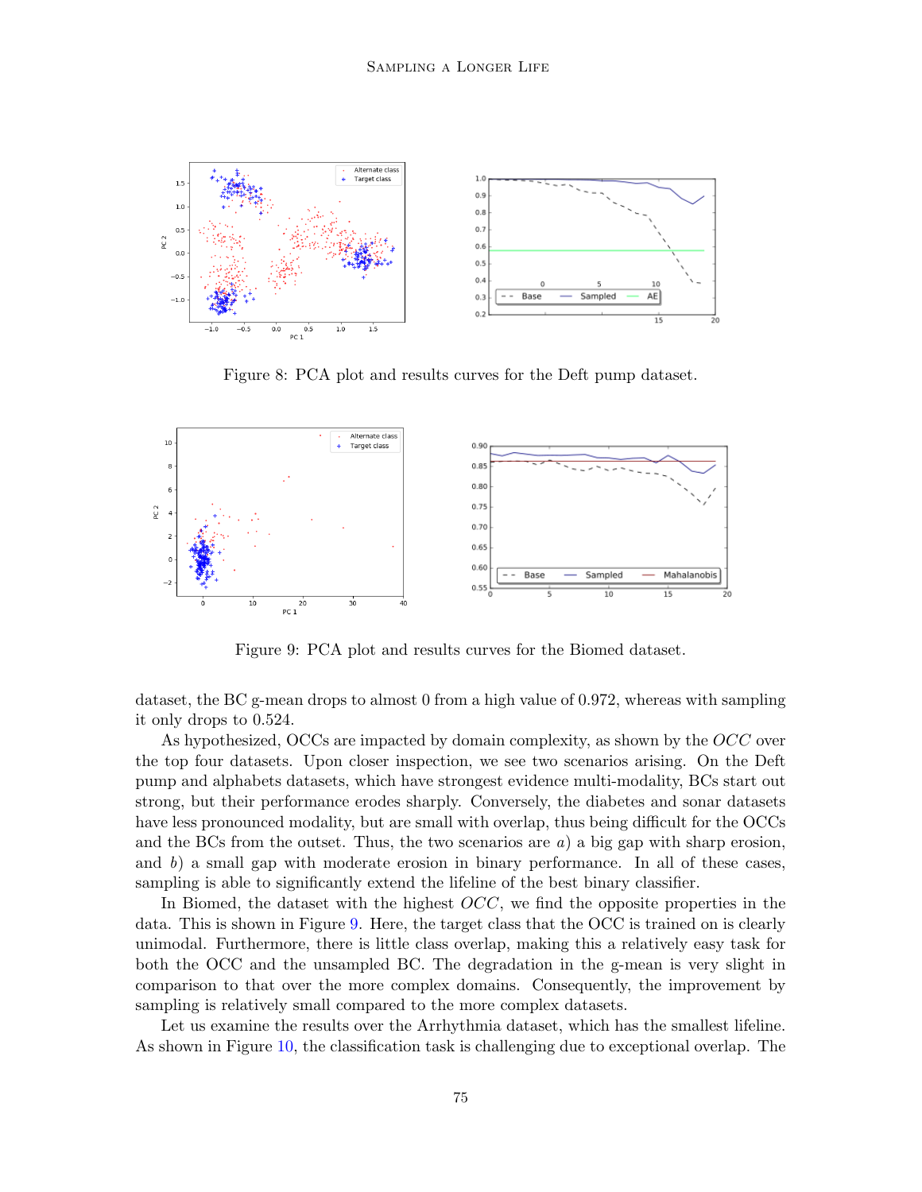Figure 8: PCA plot and results curves for the Deft pump dataset.

Figure 9: PCA plot and results curves for the Biomed dataset.

dataset, the BC g-mean drops to almost 0 from a high value of 0.972, whereas with sampling it only drops to 0.524.

As hypothesized, OCCs are impacted by domain complexity, as shown by the *OCC* over the top four datasets. Upon closer inspection, we see two scenarios arising. On the Deft pump and alphabets datasets, which have strongest evidence multi-modality, BCs start out strong, but their performance erodes sharply. Conversely, the diabetes and sonar datasets have less pronounced modality, but are small with overlap, thus being difficult for the OCCs and the BCs from the outset. Thus, the two scenarios are *a*) a big gap with sharp erosion, and *b*) a small gap with moderate erosion in binary performance. In all of these cases, sampling is able to significantly extend the lifeline of the best binary classifier.

In Biomed, the dataset with the highest *OCC*, we find the opposite properties in the data. This is shown in Figure 9. Here, the target class that the OCC is trained on is clearly unimodal. Furthermore, there is little class overlap, making this a relatively easy task for both the OCC and the unsampled BC. The degradation in the g-mean is very slight in comparison to that over the more complex domains. Consequently, the improvement by sampling is relatively small compared to the more complex datasets.

Let us examine the results over the Arrhythmia dataset, which has the smallest lifeline. As shown in Figure 10, the classification task is challenging due to exceptional overlap. The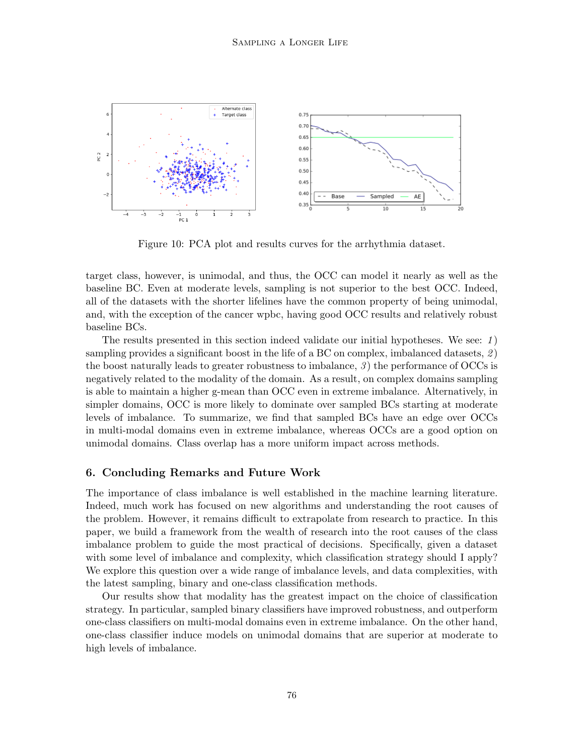Figure 10: PCA plot and results curves for the arrhythmia dataset.

target class, however, is unimodal, and thus, the OCC can model it nearly as well as the baseline BC. Even at moderate levels, sampling is not superior to the best OCC. Indeed, all of the datasets with the shorter lifelines have the common property of being unimodal, and, with the exception of the cancer wpbc, having good OCC results and relatively robust baseline BCs.

The results presented in this section indeed validate our initial hypotheses. We see: *1*) sampling provides a significant boost in the life of a BC on complex, imbalanced datasets, *2*) the boost naturally leads to greater robustness to imbalance, *3*) the performance of OCCs is negatively related to the modality of the domain. As a result, on complex domains sampling is able to maintain a higher g-mean than OCC even in extreme imbalance. Alternatively, in simpler domains, OCC is more likely to dominate over sampled BCs starting at moderate levels of imbalance. To summarize, we find that sampled BCs have an edge over OCCs in multi-modal domains even in extreme imbalance, whereas OCCs are a good option on unimodal domains. Class overlap has a more uniform impact across methods.

## 6. Concluding Remarks and Future Work

The importance of class imbalance is well established in the machine learning literature. Indeed, much work has focused on new algorithms and understanding the root causes of the problem. However, it remains difficult to extrapolate from research to practice. In this paper, we build a framework from the wealth of research into the root causes of the class imbalance problem to guide the most practical of decisions. Specifically, given a dataset with some level of imbalance and complexity, which classification strategy should I apply? We explore this question over a wide range of imbalance levels, and data complexities, with the latest sampling, binary and one-class classification methods.

Our results show that modality has the greatest impact on the choice of classification strategy. In particular, sampled binary classifiers have improved robustness, and outperform one-class classifiers on multi-modal domains even in extreme imbalance. On the other hand, one-class classifier induce models on unimodal domains that are superior at moderate to high levels of imbalance.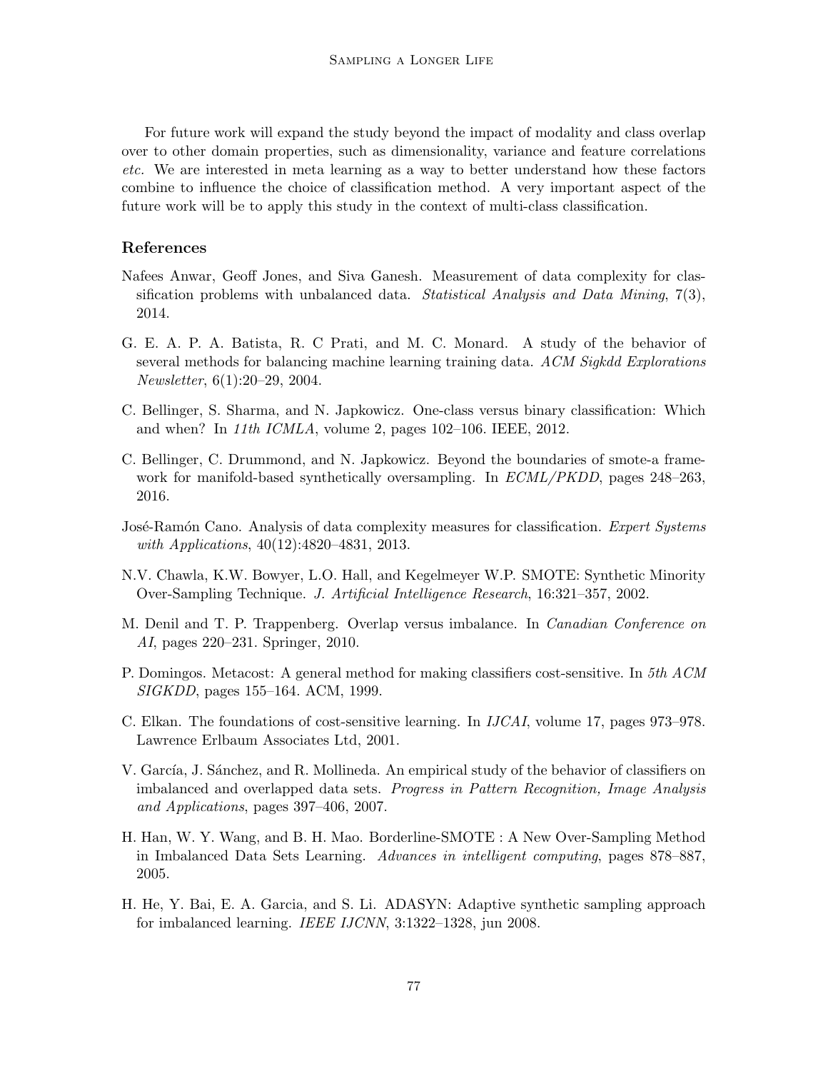For future work will expand the study beyond the impact of modality and class overlap over to other domain properties, such as dimensionality, variance and feature correlations *etc.* We are interested in meta learning as a way to better understand how these factors combine to influence the choice of classification method. A very important aspect of the future work will be to apply this study in the context of multi-class classification.

## References

Nafees Anwar, Geoff Jones, and Siva Ganesh. Measurement of data complexity for classification problems with unbalanced data. *Statistical Analysis and Data Mining*, 7(3), 2014.

G. E. A. P. A. Batista, R. C Prati, and M. C. Monard. A study of the behavior of several methods for balancing machine learning training data. *ACM Sigkdd Explorations Newsletter*, 6(1):20–29, 2004.

C. Bellinger, S. Sharma, and N. Japkowicz. One-class versus binary classification: Which and when? In *11th ICMLA*, volume 2, pages 102–106. IEEE, 2012.

C. Bellinger, C. Drummond, and N. Japkowicz. Beyond the boundaries of smote-a framework for manifold-based synthetically oversampling. In *ECML/PKDD*, pages 248–263, 2016.

José-Ramón Cano. Analysis of data complexity measures for classification. *Expert Systems with Applications*, 40(12):4820–4831, 2013.

N.V. Chawla, K.W. Bowyer, L.O. Hall, and Kegelmeyer W.P. SMOTE: Synthetic Minority Over-Sampling Technique. *J. Artificial Intelligence Research*, 16:321–357, 2002.

M. Denil and T. P. Trappenberg. Overlap versus imbalance. In *Canadian Conference on AI*, pages 220–231. Springer, 2010.

P. Domingos. Metacost: A general method for making classifiers cost-sensitive. In *5th ACM SIGKDD*, pages 155–164. ACM, 1999.

C. Elkan. The foundations of cost-sensitive learning. In *IJCAI*, volume 17, pages 973–978. Lawrence Erlbaum Associates Ltd, 2001.

V. García, J. Sánchez, and R. Mollineda. An empirical study of the behavior of classifiers on imbalanced and overlapped data sets. *Progress in Pattern Recognition, Image Analysis and Applications*, pages 397–406, 2007.

H. Han, W. Y. Wang, and B. H. Mao. Borderline-SMOTE : A New Over-Sampling Method in Imbalanced Data Sets Learning. *Advances in intelligent computing*, pages 878–887, 2005.

H. He, Y. Bai, E. A. Garcia, and S. Li. ADASYN: Adaptive synthetic sampling approach for imbalanced learning. *IEEE IJCNN*, 3:1322–1328, jun 2008.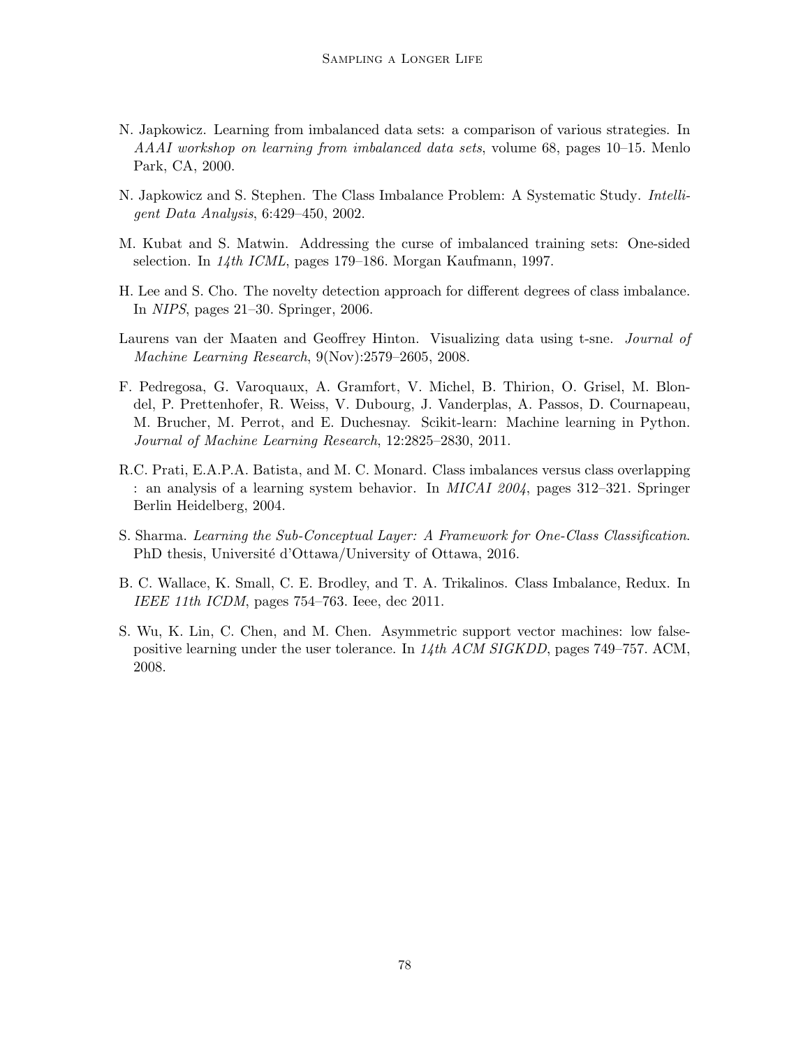N. Japkowicz. Learning from imbalanced data sets: a comparison of various strategies. In *AAAI workshop on learning from imbalanced data sets*, volume 68, pages 10–15. Menlo Park, CA, 2000.

N. Japkowicz and S. Stephen. The Class Imbalance Problem: A Systematic Study. *Intelligent Data Analysis*, 6:429–450, 2002.

M. Kubat and S. Matwin. Addressing the curse of imbalanced training sets: One-sided selection. In *14th ICML*, pages 179–186. Morgan Kaufmann, 1997.

H. Lee and S. Cho. The novelty detection approach for different degrees of class imbalance. In *NIPS*, pages 21–30. Springer, 2006.

Laurens van der Maaten and Geoffrey Hinton. Visualizing data using t-sne. *Journal of Machine Learning Research*, 9(Nov):2579–2605, 2008.

F. Pedregosa, G. Varoquaux, A. Gramfort, V. Michel, B. Thirion, O. Grisel, M. Blondel, P. Prettenhofer, R. Weiss, V. Dubourg, J. Vanderplas, A. Passos, D. Cournapeau, M. Brucher, M. Perrot, and E. Duchesnay. Scikit-learn: Machine learning in Python. *Journal of Machine Learning Research*, 12:2825–2830, 2011.

R.C. Prati, E.A.P.A. Batista, and M. C. Monard. Class imbalances versus class overlapping : an analysis of a learning system behavior. In *MICAI 2004*, pages 312–321. Springer Berlin Heidelberg, 2004.

S. Sharma. *Learning the Sub-Conceptual Layer: A Framework for One-Class Classification*. PhD thesis, Université d'Ottawa/University of Ottawa, 2016.

B. C. Wallace, K. Small, C. E. Brodley, and T. A. Trikalinos. Class Imbalance, Redux. In *IEEE 11th ICDM*, pages 754–763. Ieee, dec 2011.

S. Wu, K. Lin, C. Chen, and M. Chen. Asymmetric support vector machines: low false-positive learning under the user tolerance. In *14th ACM SIGKDD*, pages 749–757. ACM, 2008.